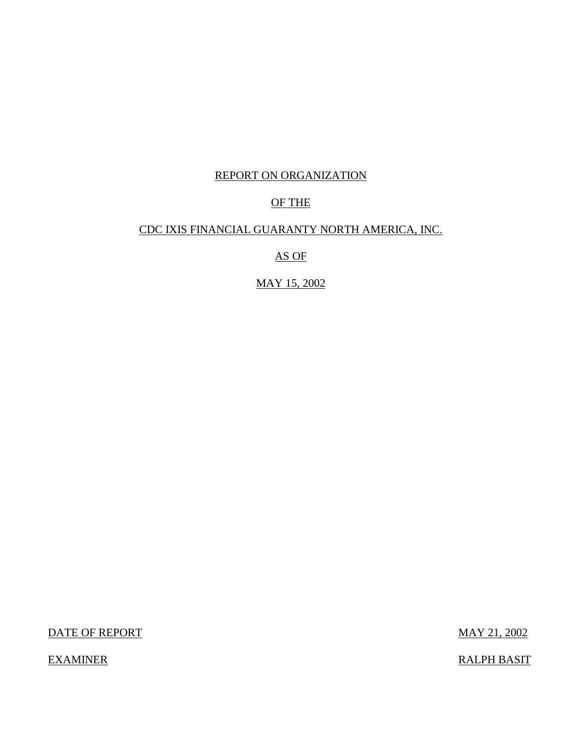REPORT ON ORGANIZATION

OF THE

CDC IXIS FINANCIAL GUARANTY NORTH AMERICA, INC.

AS OF

MAY 15, 2002

DATE OF REPORT MAY 21, 2002

EXAMINER RALPH BASIT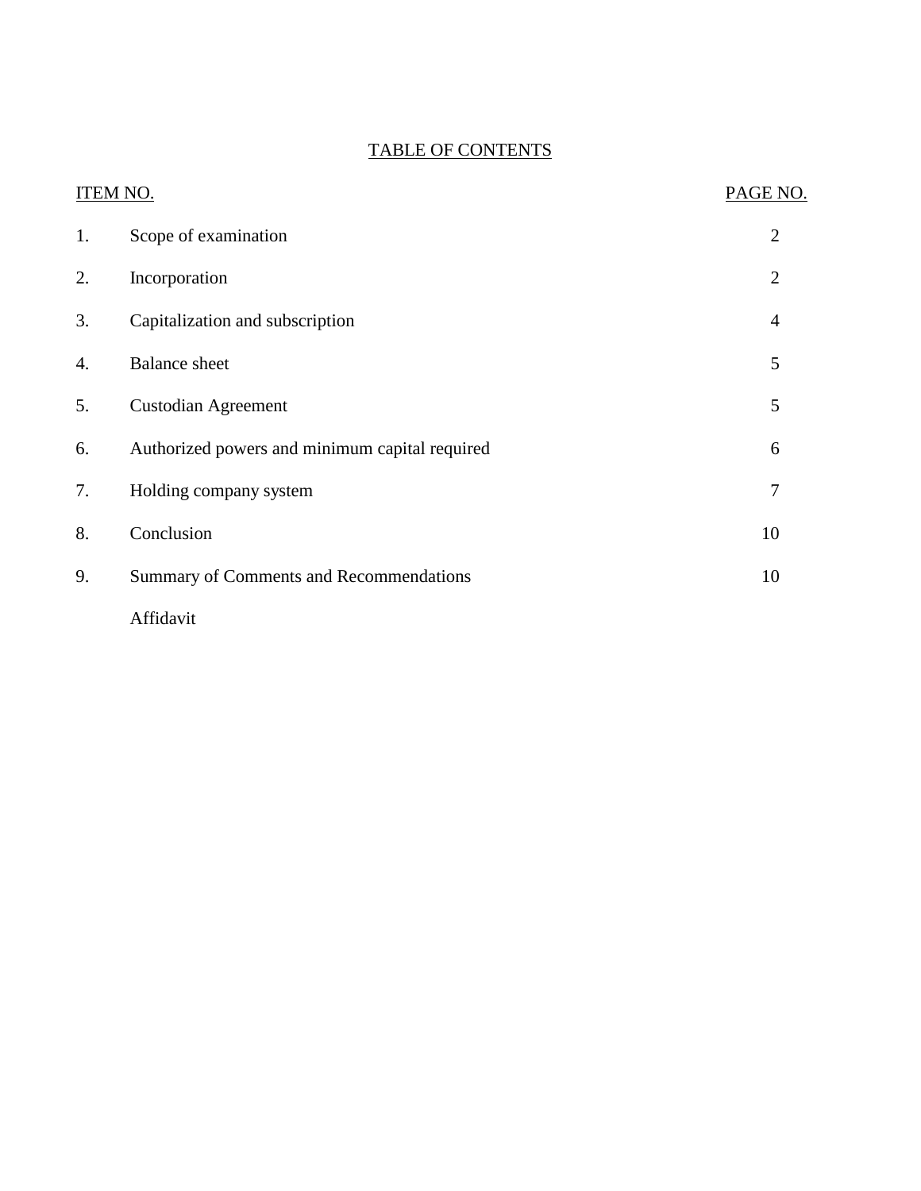# TABLE OF CONTENTS

| ITEM NO. | | PAGE NO. |
|---|---|---|
| 1. | Scope of examination | 2 |
| 2. | Incorporation | 2 |
| 3. | Capitalization and subscription | 4 |
| 4. | Balance sheet | 5 |
| 5. | Custodian Agreement | 5 |
| 6. | Authorized powers and minimum capital required | 6 |
| 7. | Holding company system | 7 |
| 8. | Conclusion | 10 |
| 9. | Summary of Comments and Recommendations | 10 |
| | Affidavit | |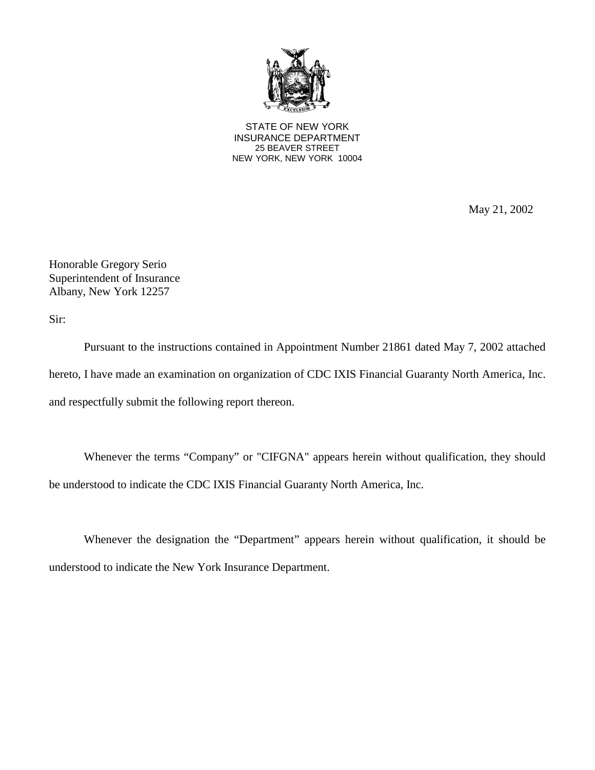STATE OF NEW YORK
INSURANCE DEPARTMENT
25 BEAVER STREET
NEW YORK, NEW YORK 10004

May 21, 2002

Honorable Gregory Serio
Superintendent of Insurance
Albany, New York 12257

Sir:

Pursuant to the instructions contained in Appointment Number 21861 dated May 7, 2002 attached hereto, I have made an examination on organization of CDC IXIS Financial Guaranty North America, Inc. and respectfully submit the following report thereon.

Whenever the terms "Company" or "CIFGNA" appears herein without qualification, they should be understood to indicate the CDC IXIS Financial Guaranty North America, Inc.

Whenever the designation the "Department" appears herein without qualification, it should be understood to indicate the New York Insurance Department.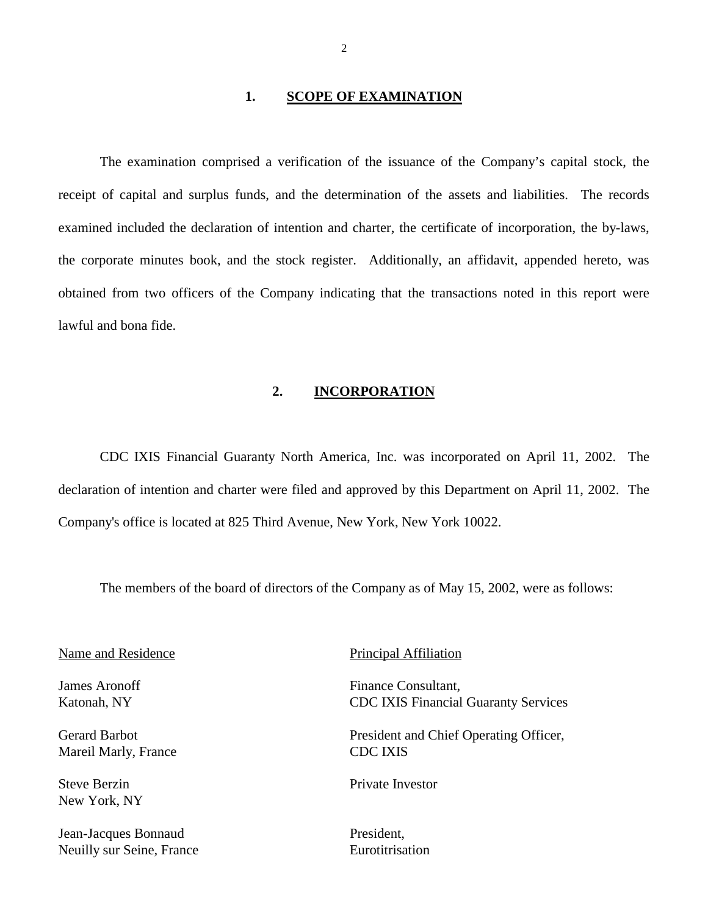## 1. SCOPE OF EXAMINATION

The examination comprised a verification of the issuance of the Company's capital stock, the receipt of capital and surplus funds, and the determination of the assets and liabilities. The records examined included the declaration of intention and charter, the certificate of incorporation, the by-laws, the corporate minutes book, and the stock register. Additionally, an affidavit, appended hereto, was obtained from two officers of the Company indicating that the transactions noted in this report were lawful and bona fide.

## 2. INCORPORATION

CDC IXIS Financial Guaranty North America, Inc. was incorporated on April 11, 2002. The declaration of intention and charter were filed and approved by this Department on April 11, 2002. The Company's office is located at 825 Third Avenue, New York, New York 10022.

The members of the board of directors of the Company as of May 15, 2002, were as follows:

| Name and Residence | Principal Affiliation |
|---|---|
| James Aronoff<br>Katonah, NY | Finance Consultant,<br>CDC IXIS Financial Guaranty Services |
| Gerard Barbot<br>Mareil Marly, France | President and Chief Operating Officer,<br>CDC IXIS |
| Steve Berzin<br>New York, NY | Private Investor |
| Jean-Jacques Bonnaud<br>Neuilly sur Seine, France | President,<br>Eurotitrisation |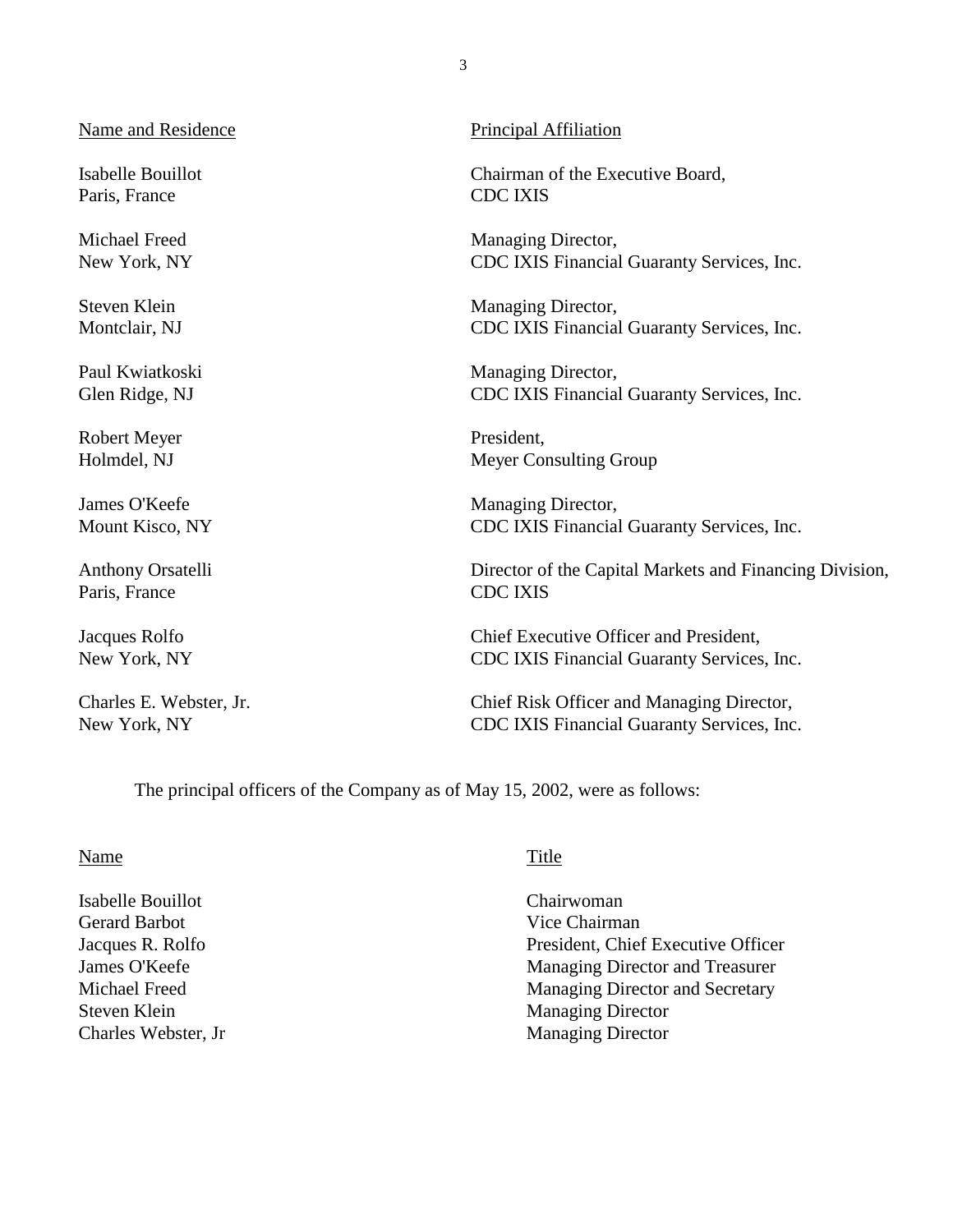| Name and Residence | Principal Affiliation |
|---|---|
| Isabelle Bouillot<br>Paris, France | Chairman of the Executive Board,<br>CDC IXIS |
| Michael Freed<br>New York, NY | Managing Director,<br>CDC IXIS Financial Guaranty Services, Inc. |
| Steven Klein<br>Montclair, NJ | Managing Director,<br>CDC IXIS Financial Guaranty Services, Inc. |
| Paul Kwiatkoski<br>Glen Ridge, NJ | Managing Director,<br>CDC IXIS Financial Guaranty Services, Inc. |
| Robert Meyer<br>Holmdel, NJ | President,<br>Meyer Consulting Group |
| James O'Keefe<br>Mount Kisco, NY | Managing Director,<br>CDC IXIS Financial Guaranty Services, Inc. |
| Anthony Orsatelli<br>Paris, France | Director of the Capital Markets and Financing Division,<br>CDC IXIS |
| Jacques Rolfo<br>New York, NY | Chief Executive Officer and President,<br>CDC IXIS Financial Guaranty Services, Inc. |
| Charles E. Webster, Jr.<br>New York, NY | Chief Risk Officer and Managing Director,<br>CDC IXIS Financial Guaranty Services, Inc. |

The principal officers of the Company as of May 15, 2002, were as follows:

| Name | Title |
|---|---|
| Isabelle Bouillot | Chairwoman |
| Gerard Barbot | Vice Chairman |
| Jacques R. Rolfo | President, Chief Executive Officer |
| James O'Keefe | Managing Director and Treasurer |
| Michael Freed | Managing Director and Secretary |
| Steven Klein | Managing Director |
| Charles Webster, Jr | Managing Director |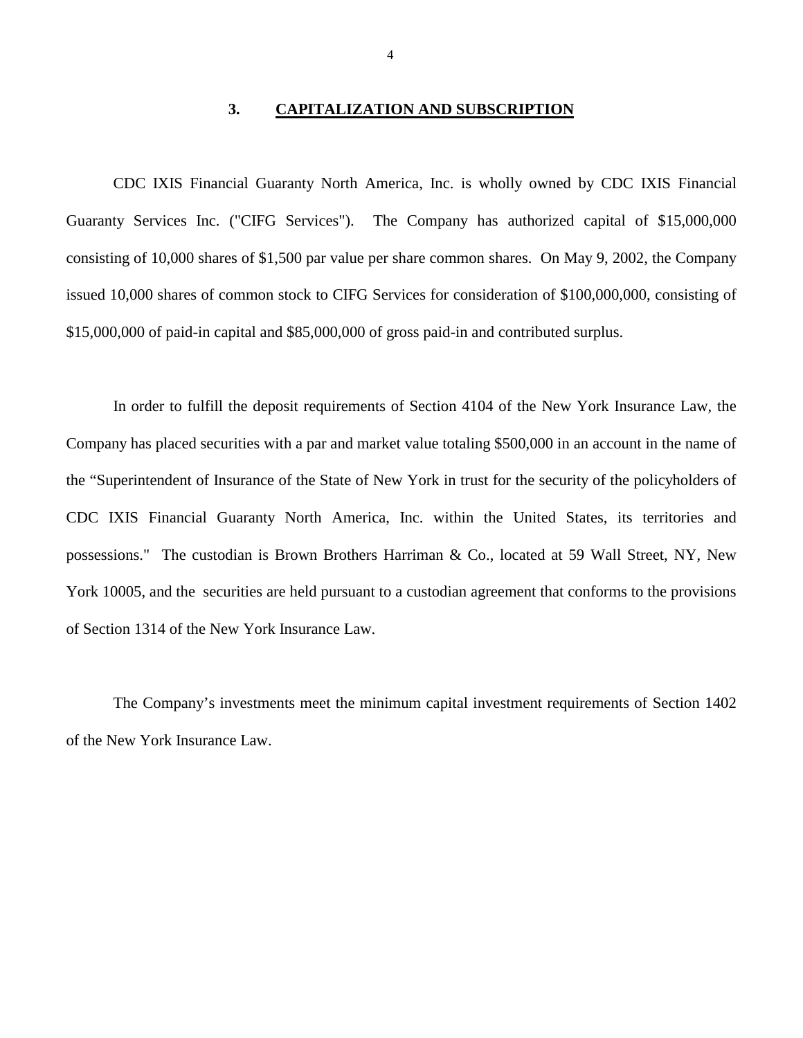## 3. CAPITALIZATION AND SUBSCRIPTION

CDC IXIS Financial Guaranty North America, Inc. is wholly owned by CDC IXIS Financial Guaranty Services Inc. ("CIFG Services"). The Company has authorized capital of $15,000,000 consisting of 10,000 shares of $1,500 par value per share common shares. On May 9, 2002, the Company issued 10,000 shares of common stock to CIFG Services for consideration of $100,000,000, consisting of $15,000,000 of paid-in capital and $85,000,000 of gross paid-in and contributed surplus.

In order to fulfill the deposit requirements of Section 4104 of the New York Insurance Law, the Company has placed securities with a par and market value totaling $500,000 in an account in the name of the "Superintendent of Insurance of the State of New York in trust for the security of the policyholders of CDC IXIS Financial Guaranty North America, Inc. within the United States, its territories and possessions." The custodian is Brown Brothers Harriman & Co., located at 59 Wall Street, NY, New York 10005, and the securities are held pursuant to a custodian agreement that conforms to the provisions of Section 1314 of the New York Insurance Law.

The Company's investments meet the minimum capital investment requirements of Section 1402 of the New York Insurance Law.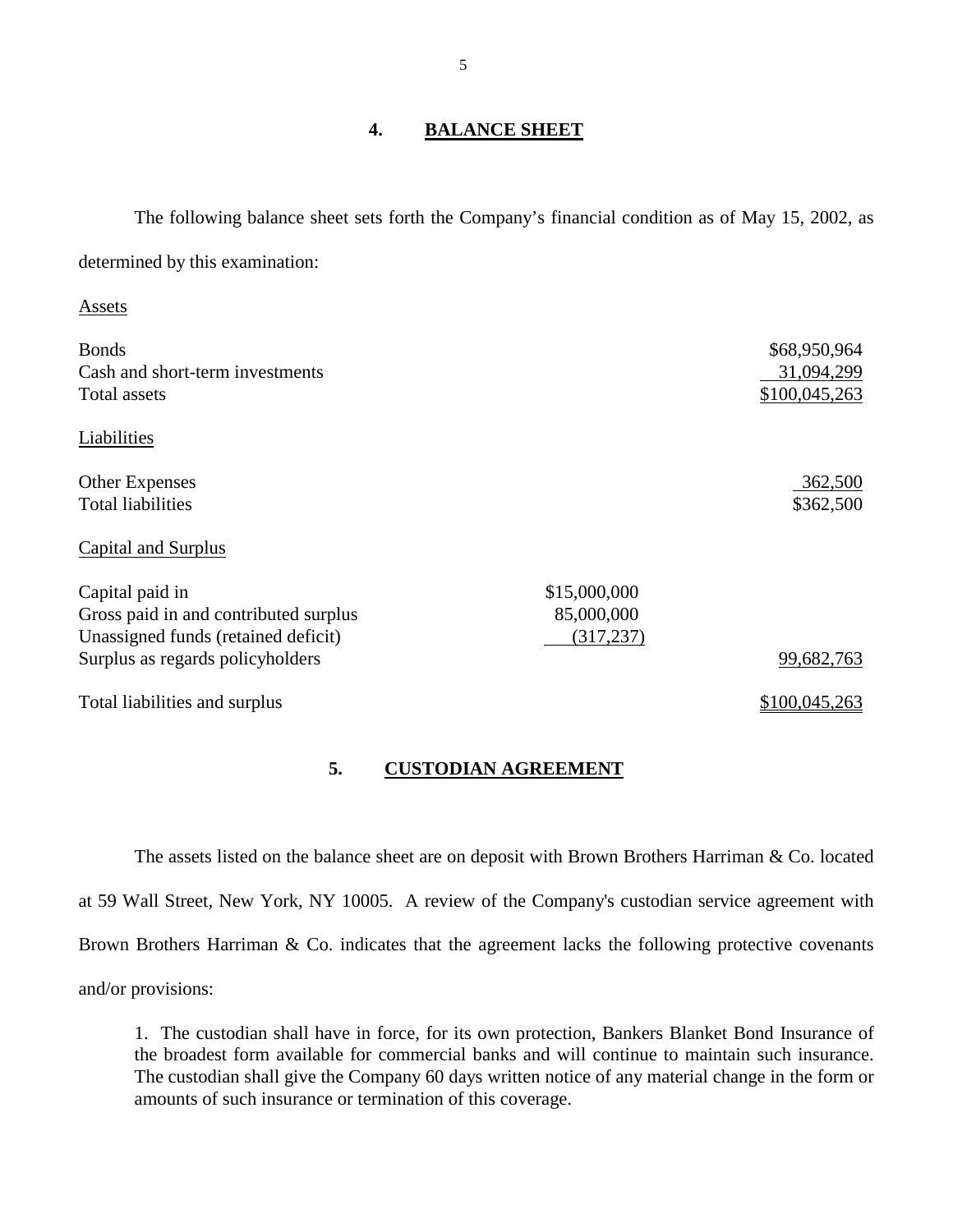## 4. BALANCE SHEET

The following balance sheet sets forth the Company's financial condition as of May 15, 2002, as determined by this examination:

| | | |
|---|---|---|
| Assets | | |
| Bonds | | $68,950,964 |
| Cash and short-term investments | | 31,094,299 |
| Total assets | | $100,045,263 |
| Liabilities | | |
| Other Expenses | | 362,500 |
| Total liabilities | | $362,500 |
| Capital and Surplus | | |
| Capital paid in | $15,000,000 | |
| Gross paid in and contributed surplus | 85,000,000 | |
| Unassigned funds (retained deficit) | (317,237) | |
| Surplus as regards policyholders | | 99,682,763 |
| Total liabilities and surplus | | $100,045,263 |

## 5. CUSTODIAN AGREEMENT

The assets listed on the balance sheet are on deposit with Brown Brothers Harriman & Co. located at 59 Wall Street, New York, NY 10005. A review of the Company's custodian service agreement with Brown Brothers Harriman & Co. indicates that the agreement lacks the following protective covenants and/or provisions:

1. The custodian shall have in force, for its own protection, Bankers Blanket Bond Insurance of the broadest form available for commercial banks and will continue to maintain such insurance. The custodian shall give the Company 60 days written notice of any material change in the form or amounts of such insurance or termination of this coverage.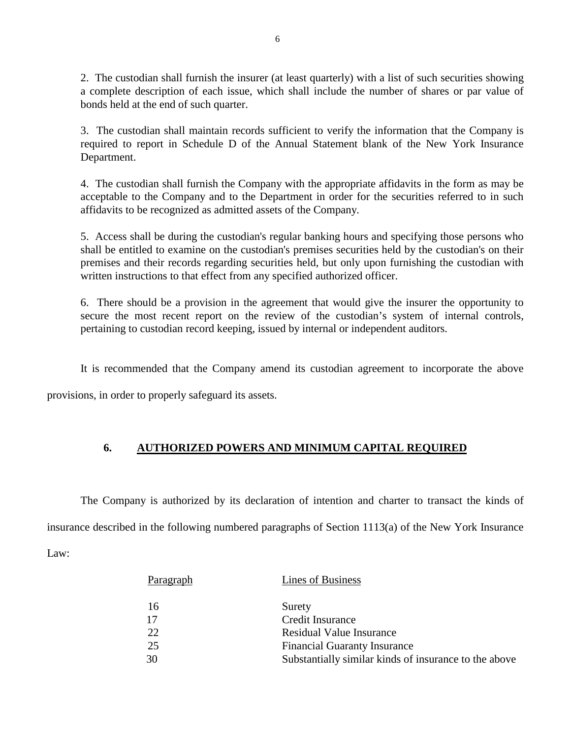2. The custodian shall furnish the insurer (at least quarterly) with a list of such securities showing a complete description of each issue, which shall include the number of shares or par value of bonds held at the end of such quarter.

3. The custodian shall maintain records sufficient to verify the information that the Company is required to report in Schedule D of the Annual Statement blank of the New York Insurance Department.

4. The custodian shall furnish the Company with the appropriate affidavits in the form as may be acceptable to the Company and to the Department in order for the securities referred to in such affidavits to be recognized as admitted assets of the Company.

5. Access shall be during the custodian's regular banking hours and specifying those persons who shall be entitled to examine on the custodian's premises securities held by the custodian's on their premises and their records regarding securities held, but only upon furnishing the custodian with written instructions to that effect from any specified authorized officer.

6. There should be a provision in the agreement that would give the insurer the opportunity to secure the most recent report on the review of the custodian's system of internal controls, pertaining to custodian record keeping, issued by internal or independent auditors.

It is recommended that the Company amend its custodian agreement to incorporate the above provisions, in order to properly safeguard its assets.

## 6. AUTHORIZED POWERS AND MINIMUM CAPITAL REQUIRED

The Company is authorized by its declaration of intention and charter to transact the kinds of insurance described in the following numbered paragraphs of Section 1113(a) of the New York Insurance Law:

| Paragraph | Lines of Business |
|---|---|
| 16 | Surety |
| 17 | Credit Insurance |
| 22 | Residual Value Insurance |
| 25 | Financial Guaranty Insurance |
| 30 | Substantially similar kinds of insurance to the above |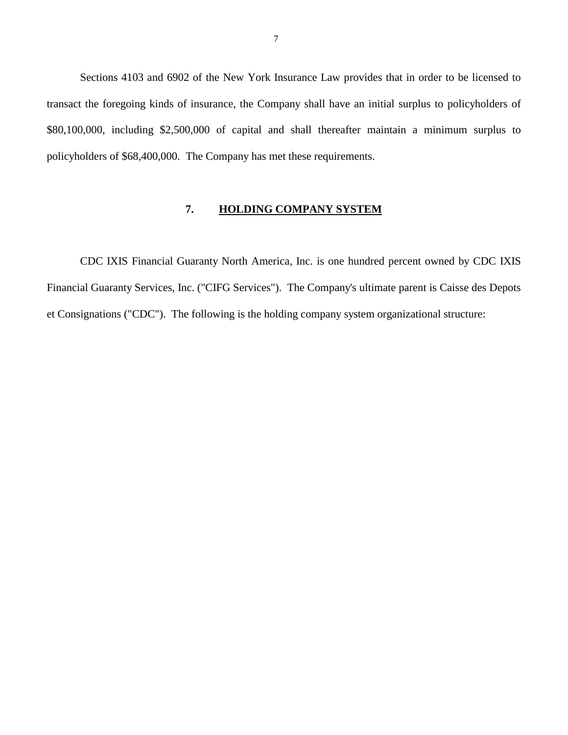Sections 4103 and 6902 of the New York Insurance Law provides that in order to be licensed to transact the foregoing kinds of insurance, the Company shall have an initial surplus to policyholders of $80,100,000, including $2,500,000 of capital and shall thereafter maintain a minimum surplus to policyholders of $68,400,000. The Company has met these requirements.

## 7. HOLDING COMPANY SYSTEM

CDC IXIS Financial Guaranty North America, Inc. is one hundred percent owned by CDC IXIS Financial Guaranty Services, Inc. ("CIFG Services"). The Company's ultimate parent is Caisse des Depots et Consignations ("CDC"). The following is the holding company system organizational structure: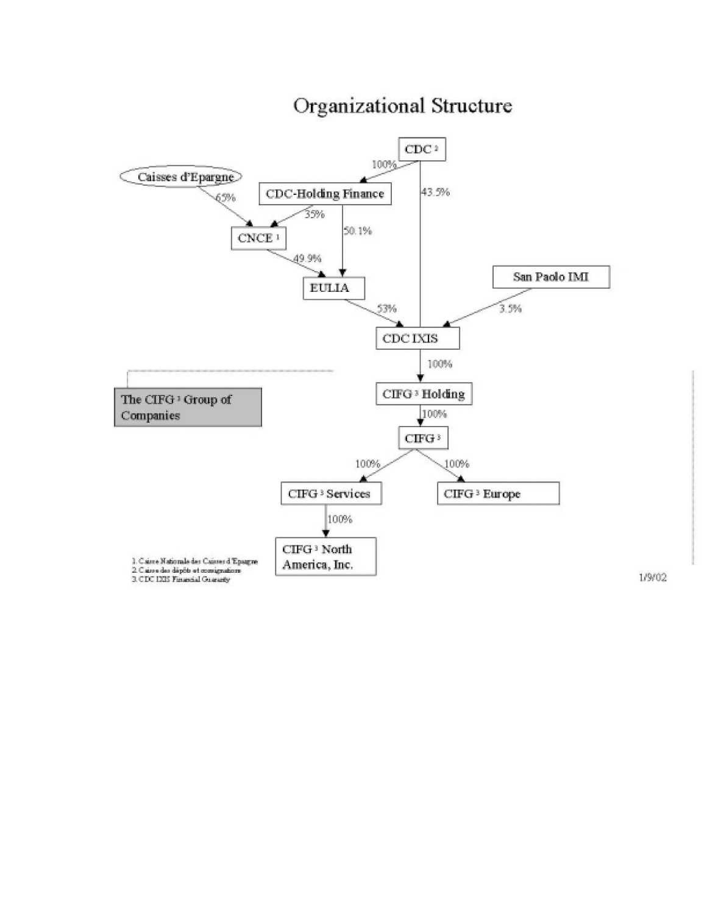# Organizational Structure

- CDC[2]
  - 100% → CDC-Holding Finance
  - 43.5% → CDC IXIS
- Caisses d'Epargne
  - 65% → CNCE[1]
- CDC-Holding Finance
  - 35% → CNCE[1]
  - 50.1% → EULIA
- CNCE[1]
  - 49.9% → EULIA
- EULIA
  - 53% → CDC IXIS
- San Paolo IMI
  - 3.5% → CDC IXIS

**The CIFG[3] Group of Companies**

- CDC IXIS
  - 100% → CIFG[3] Holding
- CIFG[3] Holding
  - 100% → CIFG[3]
- CIFG[3]
  - 100% → CIFG[3] Services
  - 100% → CIFG[3] Europe
- CIFG[3] Services
  - 100% → CIFG[3] North America, Inc.

1. Caisse Nationale des Caisses d'Epargne
2. Caisse des dépôts et consignations
3. CDC IXIS Financial Guaranty

1/9/02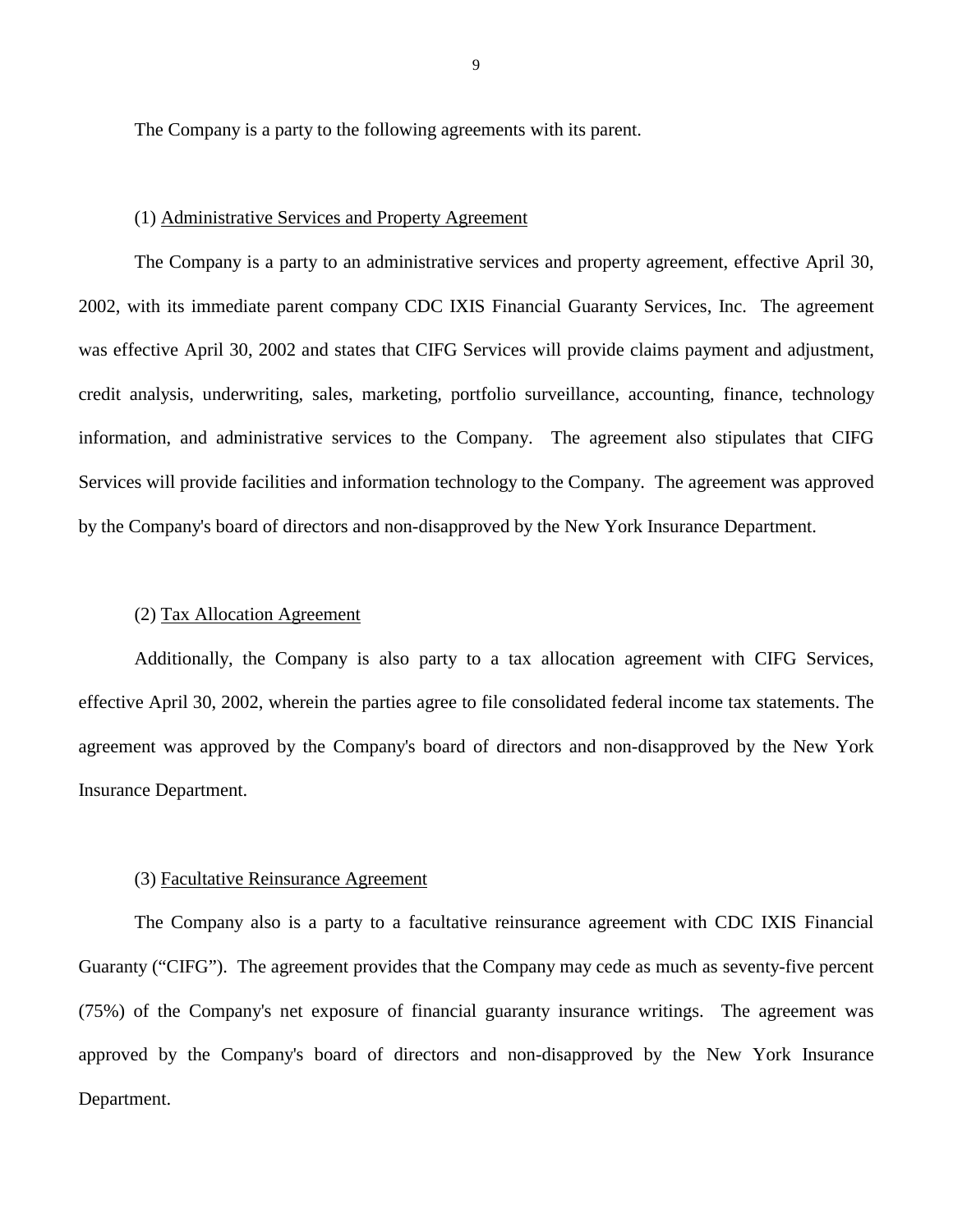The Company is a party to the following agreements with its parent.

(1) Administrative Services and Property Agreement

The Company is a party to an administrative services and property agreement, effective April 30, 2002, with its immediate parent company CDC IXIS Financial Guaranty Services, Inc. The agreement was effective April 30, 2002 and states that CIFG Services will provide claims payment and adjustment, credit analysis, underwriting, sales, marketing, portfolio surveillance, accounting, finance, technology information, and administrative services to the Company. The agreement also stipulates that CIFG Services will provide facilities and information technology to the Company. The agreement was approved by the Company's board of directors and non-disapproved by the New York Insurance Department.

(2) Tax Allocation Agreement

Additionally, the Company is also party to a tax allocation agreement with CIFG Services, effective April 30, 2002, wherein the parties agree to file consolidated federal income tax statements. The agreement was approved by the Company's board of directors and non-disapproved by the New York Insurance Department.

(3) Facultative Reinsurance Agreement

The Company also is a party to a facultative reinsurance agreement with CDC IXIS Financial Guaranty ("CIFG"). The agreement provides that the Company may cede as much as seventy-five percent (75%) of the Company's net exposure of financial guaranty insurance writings. The agreement was approved by the Company's board of directors and non-disapproved by the New York Insurance Department.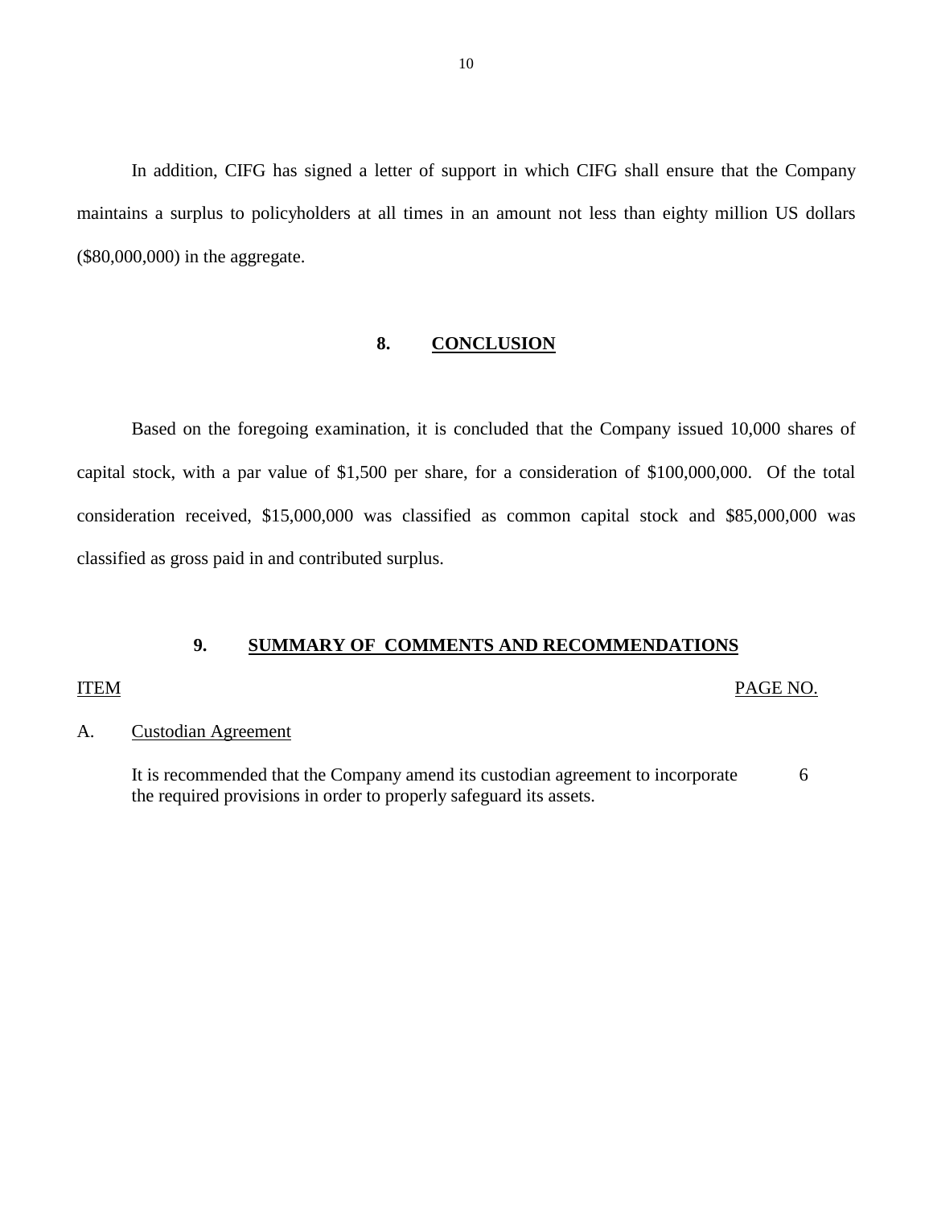In addition, CIFG has signed a letter of support in which CIFG shall ensure that the Company maintains a surplus to policyholders at all times in an amount not less than eighty million US dollars ($80,000,000) in the aggregate.

## 8. CONCLUSION

Based on the foregoing examination, it is concluded that the Company issued 10,000 shares of capital stock, with a par value of $1,500 per share, for a consideration of $100,000,000. Of the total consideration received, $15,000,000 was classified as common capital stock and $85,000,000 was classified as gross paid in and contributed surplus.

## 9. SUMMARY OF COMMENTS AND RECOMMENDATIONS

| ITEM | | PAGE NO. |
|---|---|---|
| A. | Custodian Agreement | |
| | It is recommended that the Company amend its custodian agreement to incorporate the required provisions in order to properly safeguard its assets. | 6 |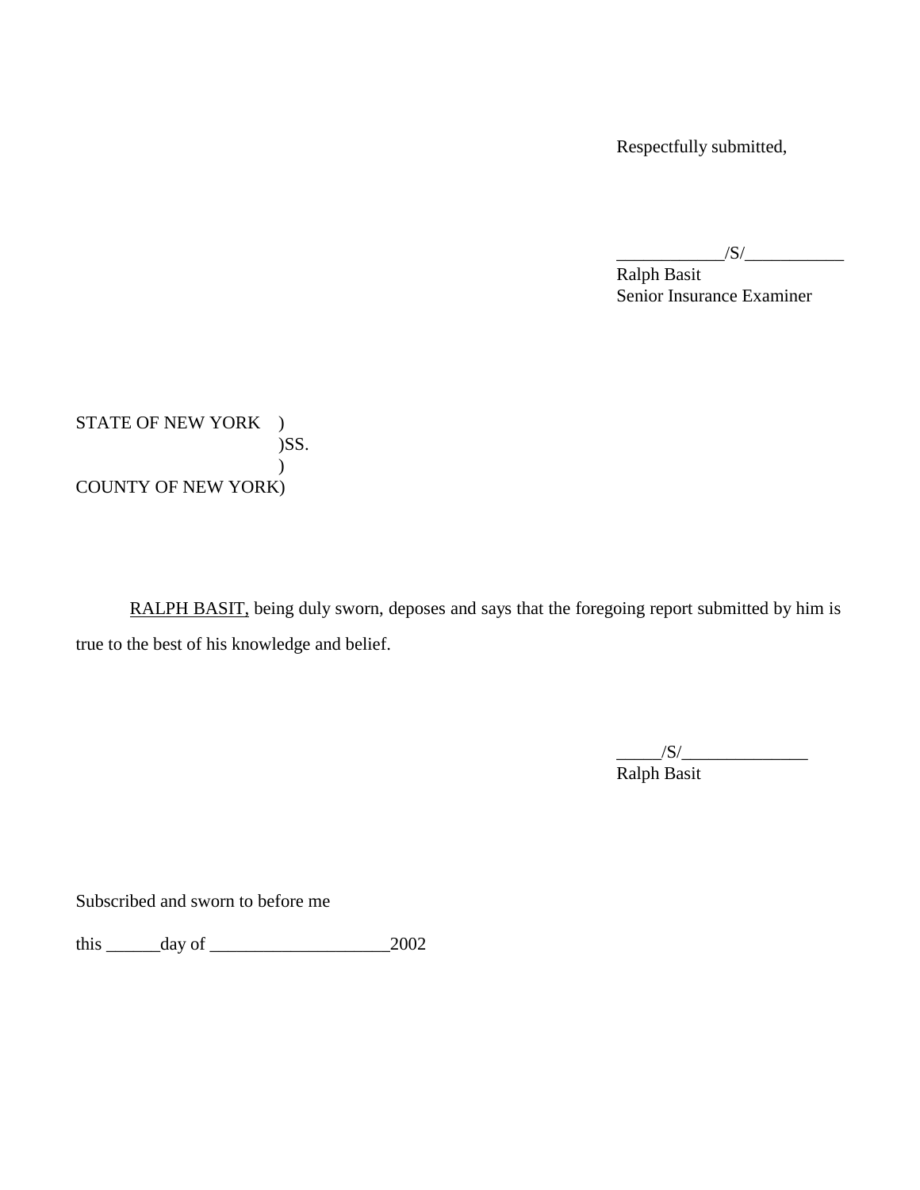Respectfully submitted,

____________/S/___________
Ralph Basit
Senior Insurance Examiner

STATE OF NEW YORK )
)SS.
)
COUNTY OF NEW YORK)

RALPH BASIT, being duly sworn, deposes and says that the foregoing report submitted by him is true to the best of his knowledge and belief.

_____/S/______________
Ralph Basit

Subscribed and sworn to before me

this ______day of ____________________2002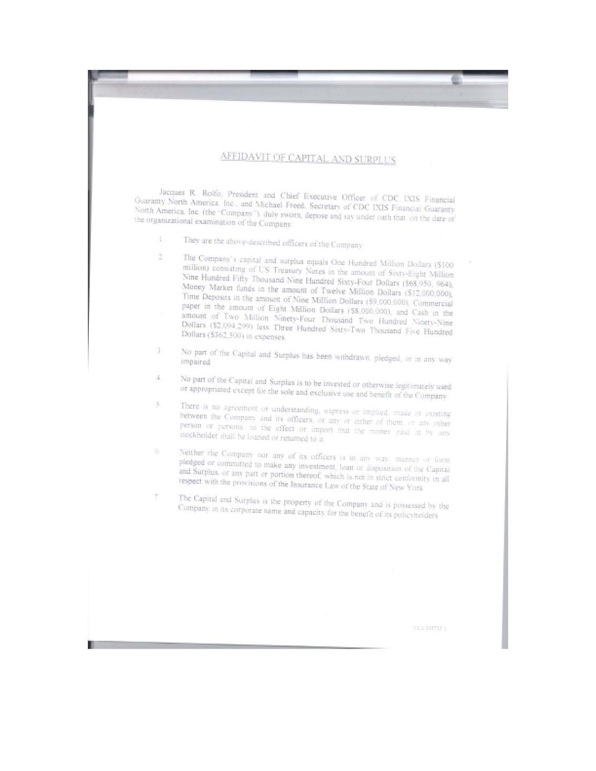# AFFIDAVIT OF CAPITAL AND SURPLUS

Jacques R. Rolfo, President and Chief Executive Officer of CDC IXIS Financial Guaranty North America, Inc., and Michael Freed, Secretary of CDC IXIS Financial Guaranty North America, Inc. (the "Company"), duly sworn, depose and say under oath that, on the date of the organizational examination of the Company:

1. They are the above-described officers of the Company.

2. The Company's capital and surplus equals One Hundred Million Dollars ($100 million) consisting of US Treasury Notes in the amount of Sixty-Eight Million Nine Hundred Fifty Thousand Nine Hundred Sixty-Four Dollars ($68,950, 964), Money Market funds in the amount of Twelve Million Dollars ($12,000,000), Time Deposits in the amount of Nine Million Dollars ($9,000,000), Commercial paper in the amount of Eight Million Dollars ($8,000,000), and Cash in the amount of Two Million Ninety-Four Thousand Two Hundred Ninety-Nine Dollars ($2,094,299) less Three Hundred Sixty-Two Thousand Five Hundred Dollars ($362,500) in expenses.

3. No part of the Capital and Surplus has been withdrawn, pledged, or in any way impaired.

4. No part of the Capital and Surplus is to be invested or otherwise legitimately used or appropriated except for the sole and exclusive use and benefit of the Company.

5. There is no agreement or understanding, express or implied, made or existing between the Company and its officers, or any or either of them, or any other person or persons, to the effect or import that the money paid in by any stockholder shall be loaned or returned to it.

6. Neither the Company nor any of its officers is in any way, manner or form pledged or committed to make any investment, loan or disposition of the Capital and Surplus, or any part or portion thereof, which is not in strict conformity in all respect with the provisions of the Insurance Law of the State of New York.

7. The Capital and Surplus is the property of the Company and is possessed by the Company in its corporate name and capacity for the benefit of its policyholders.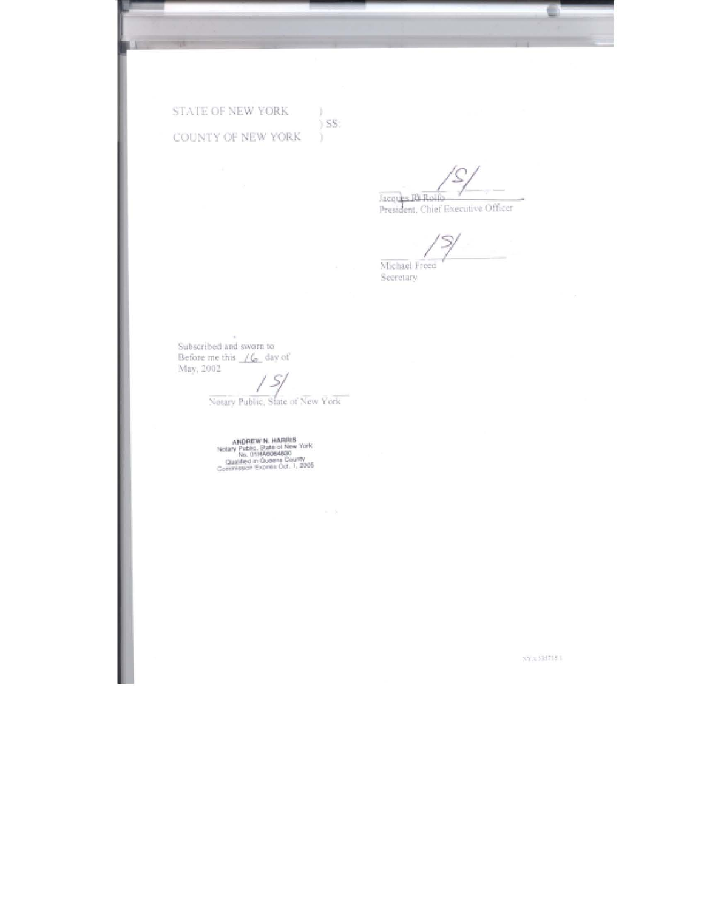STATE OF NEW YORK )
) SS:
COUNTY OF NEW YORK )

/S/
Jacques R. Rolfo
President, Chief Executive Officer

/S/
Michael Freed
Secretary

Subscribed and sworn to
Before me this 16 day of
May, 2002

/S/
Notary Public, State of New York

ANDREW N. HARRIS
Notary Public, State of New York
No. 01HA6064830
Qualified in Queens County
Commission Expires Oct. 1, 2005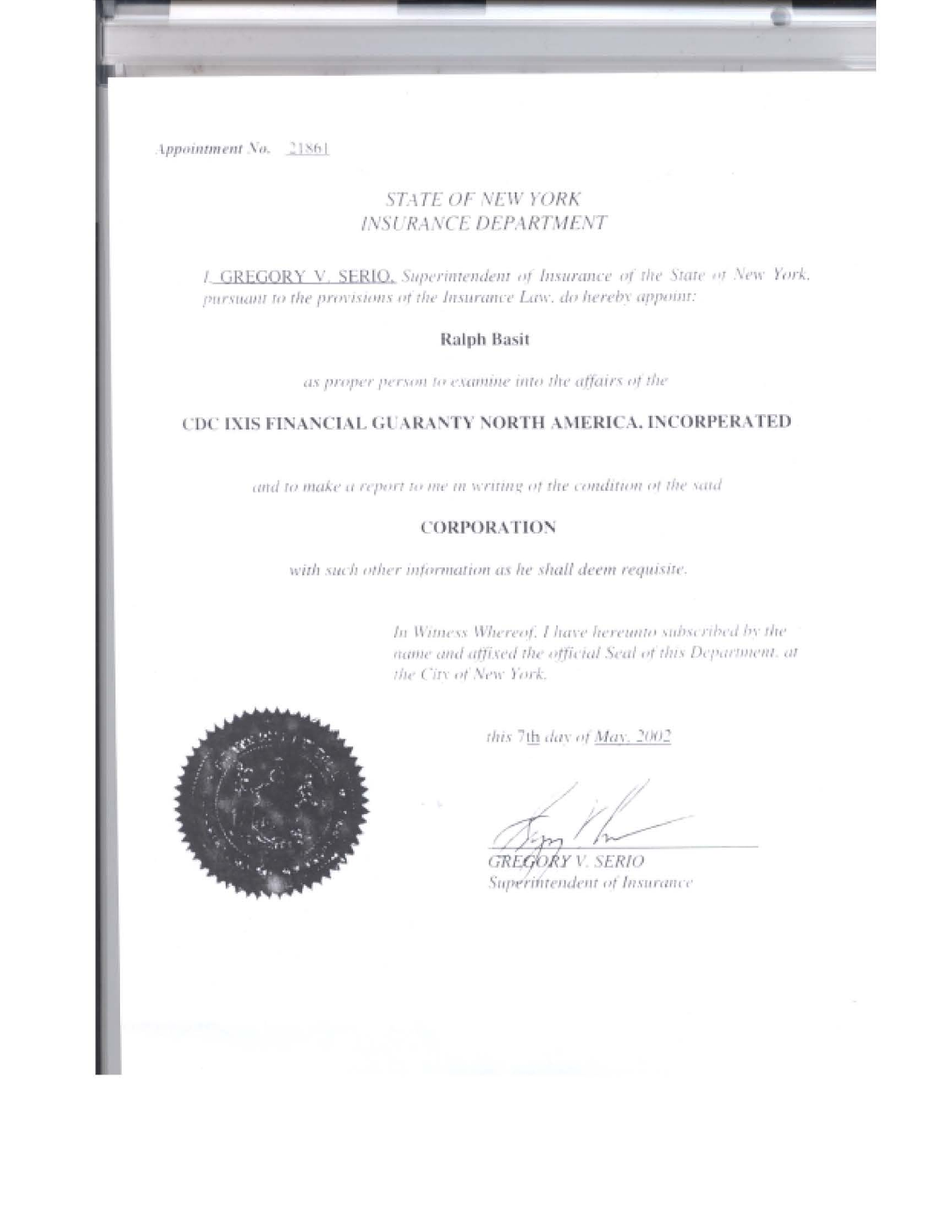*Appointment No.* 21861

## STATE OF NEW YORK
## INSURANCE DEPARTMENT

*I, GREGORY V. SERIO, Superintendent of Insurance of the State of New York, pursuant to the provisions of the Insurance Law, do hereby appoint:*

**Ralph Basit**

*as proper person to examine into the affairs of the*

**CDC IXIS FINANCIAL GUARANTY NORTH AMERICA, INCORPERATED**

*and to make a report to me in writing of the condition of the said*

**CORPORATION**

*with such other information as he shall deem requisite.*

*In Witness Whereof, I have hereunto subscribed by the name and affixed the official Seal of this Department, at the City of New York,*

*this 7th day of May, 2002*

*GREGORY V. SERIO*
*Superintendent of Insurance*